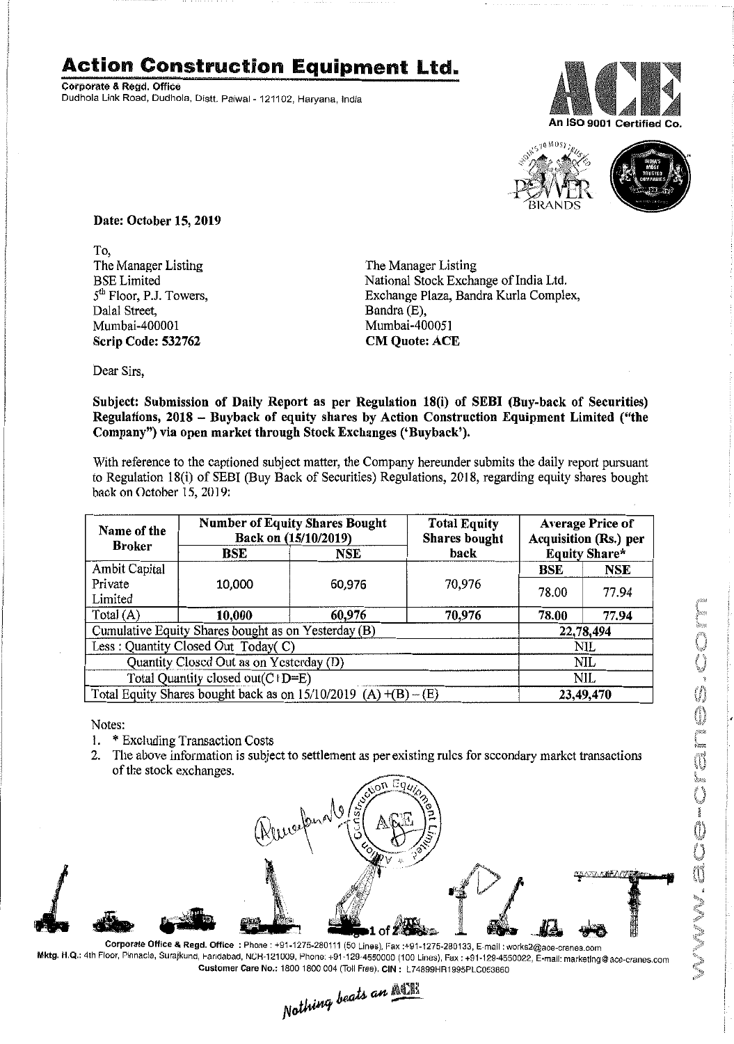# Action Construction Equipment Ltd.

**Corporate & Regd. Office**
Dudhola Link Road, Dudhola, Distt. Palwal - 121102, Haryana, India

An ISO 9001 Certified Co.

**Date: October 15, 2019**

To,
The Manager Listing
BSE Limited
5th Floor, P.J. Towers,
Dalal Street,
Mumbai-400001
**Scrip Code: 532762**

The Manager Listing
National Stock Exchange of India Ltd.
Exchange Plaza, Bandra Kurla Complex,
Bandra (E),
Mumbai-400051
**CM Quote: ACE**

Dear Sirs,

**Subject: Submission of Daily Report as per Regulation 18(i) of SEBI (Buy-back of Securities) Regulations, 2018 – Buyback of equity shares by Action Construction Equipment Limited ("the Company") via open market through Stock Exchanges ('Buyback').**

With reference to the captioned subject matter, the Company hereunder submits the daily report pursuant to Regulation 18(i) of SEBI (Buy Back of Securities) Regulations, 2018, regarding equity shares bought back on October 15, 2019:

| Name of the Broker | Number of Equity Shares Bought Back on (15/10/2019) | | Total Equity Shares bought back | Average Price of Acquisition (Rs.) per Equity Share* | |
|---|---|---|---|---|---|
| | BSE | NSE | | BSE | NSE |
| Ambit Capital Private Limited | 10,000 | 60,976 | 70,976 | 78.00 | 77.94 |
| Total (A) | **10,000** | **60,976** | **70,976** | **78.00** | **77.94** |
| Cumulative Equity Shares bought as on Yesterday (B) | | | | 22,78,494 | |
| Less : Quantity Closed Out Today( C) | | | | NIL | |
| Quantity Closed Out as on Yesterday (D) | | | | NIL | |
| Total Quantity closed out(C+D=E) | | | | NIL | |
| Total Equity Shares bought back as on 15/10/2019 (A) +(B) – (E) | | | | 23,49,470 | |

Notes:

1. * Excluding Transaction Costs
2. The above information is subject to settlement as per existing rules for secondary market transactions of the stock exchanges.

**Corporate Office & Regd. Office** : Phone : +91-1275-280111 (50 Lines), Fax :+91-1275-280133, E-mail : works2@ace-cranes.com
**Mktg. H.Q.**: 4th Floor, Pinnacle, Surajkund, Faridabad, NCR-121009, Phone: +91-129-4550000 (100 Lines), Fax : +91-129-4550022, E-mail: marketing@ace-cranes.com
Customer Care No.: 1800 1800 004 (Toll Free), **CIN** : L74899HR1995PLC053860

*Nothing beats an ACE*

www.ace-cranes.com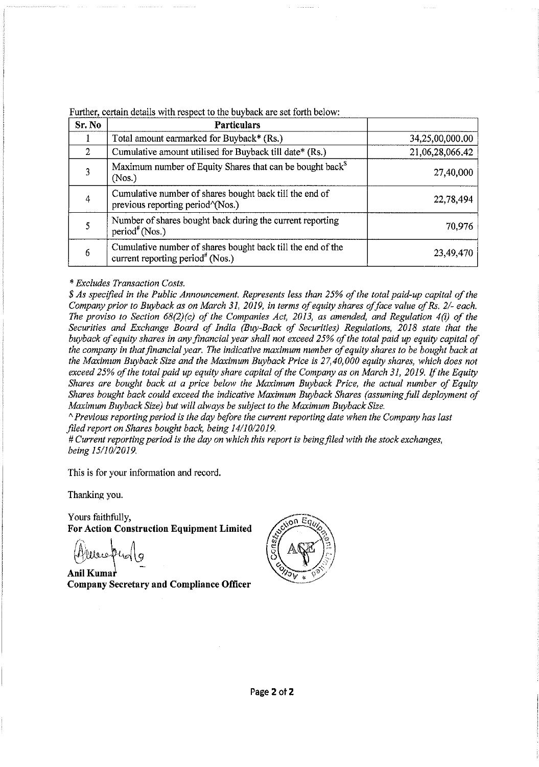Further, certain details with respect to the buyback are set forth below:

| Sr. No | Particulars | |
|---|---|---|
| 1 | Total amount earmarked for Buyback* (Rs.) | 34,25,00,000.00 |
| 2 | Cumulative amount utilised for Buyback till date* (Rs.) | 21,06,28,066.42 |
| 3 | Maximum number of Equity Shares that can be bought back$ (Nos.) | 27,40,000 |
| 4 | Cumulative number of shares bought back till the end of previous reporting period^(Nos.) | 22,78,494 |
| 5 | Number of shares bought back during the current reporting period# (Nos.) | 70,976 |
| 6 | Cumulative number of shares bought back till the end of the current reporting period# (Nos.) | 23,49,470 |

*\* Excludes Transaction Costs.*

*$ As specified in the Public Announcement. Represents less than 25% of the total paid-up capital of the Company prior to Buyback as on March 31, 2019, in terms of equity shares of face value of Rs. 2/- each. The proviso to Section 68(2)(c) of the Companies Act, 2013, as amended, and Regulation 4(i) of the Securities and Exchange Board of India (Buy-Back of Securities) Regulations, 2018 state that the buyback of equity shares in any financial year shall not exceed 25% of the total paid up equity capital of the company in that financial year. The indicative maximum number of equity shares to be bought back at the Maximum Buyback Size and the Maximum Buyback Price is 27,40,000 equity shares, which does not exceed 25% of the total paid up equity share capital of the Company as on March 31, 2019. If the Equity Shares are bought back at a price below the Maximum Buyback Price, the actual number of Equity Shares bought back could exceed the indicative Maximum Buyback Shares (assuming full deployment of Maximum Buyback Size) but will always be subject to the Maximum Buyback Size.*

*^ Previous reporting period is the day before the current reporting date when the Company has last filed report on Shares bought back, being 14/10/2019.*

*# Current reporting period is the day on which this report is being filed with the stock exchanges, being 15/10/2019.*

This is for your information and record.

Thanking you.

Yours faithfully,
**For Action Construction Equipment Limited**

**Anil Kumar**
**Company Secretary and Compliance Officer**